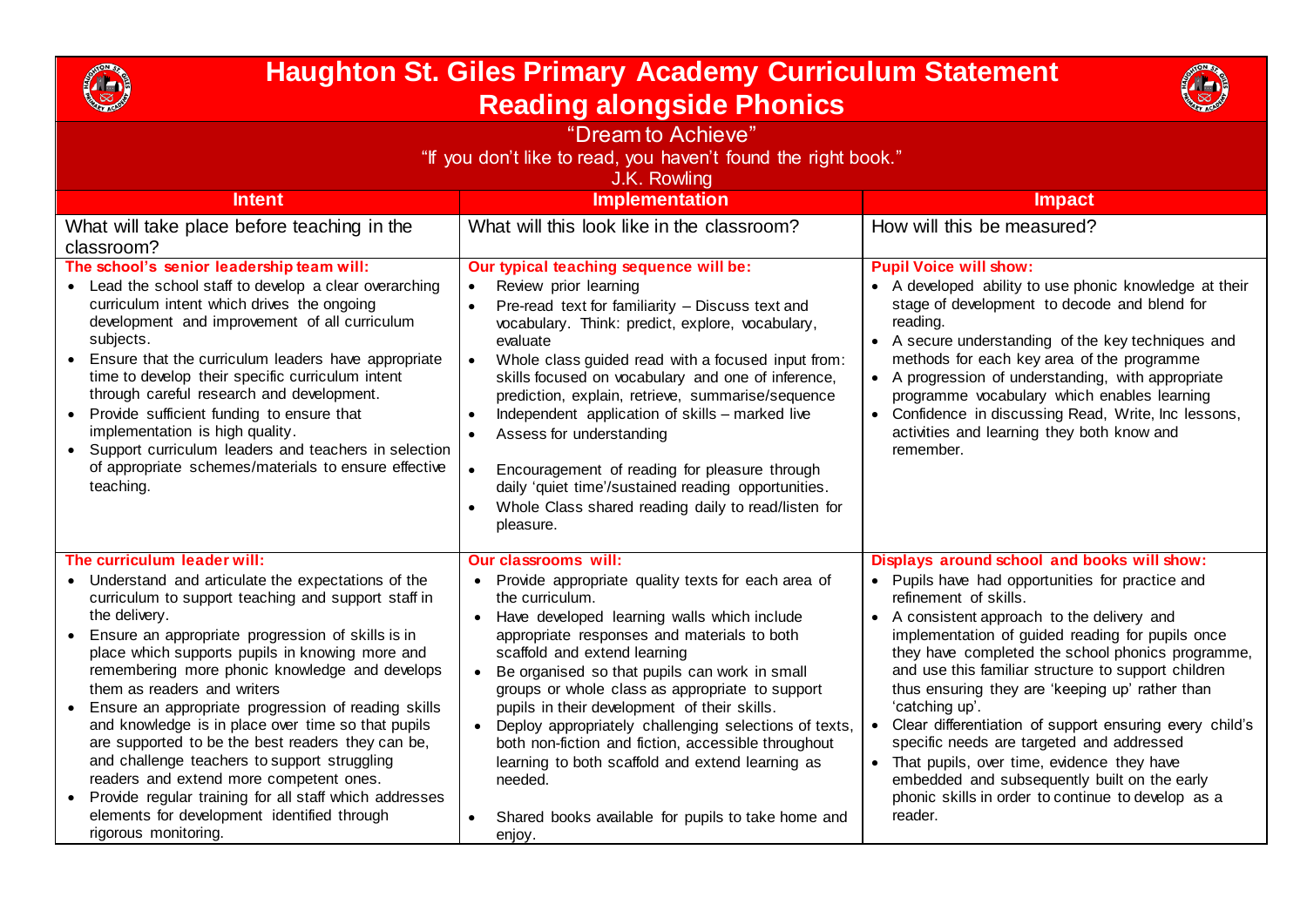# Haughton St. Giles Primary Academy Curriculum Statement
## Reading alongside Phonics

"Dream to Achieve"

"If you don't like to read, you haven't found the right book."
J.K. Rowling

| Intent | Implementation | Impact |
|---|---|---|
| What will take place before teaching in the classroom? | What will this look like in the classroom? | How will this be measured? |
| **The school's senior leadership team will:**<br>• Lead the school staff to develop a clear overarching curriculum intent which drives the ongoing development and improvement of all curriculum subjects.<br>• Ensure that the curriculum leaders have appropriate time to develop their specific curriculum intent through careful research and development.<br>• Provide sufficient funding to ensure that implementation is high quality.<br>• Support curriculum leaders and teachers in selection of appropriate schemes/materials to ensure effective teaching. | **Our typical teaching sequence will be:**<br>• Review prior learning<br>• Pre-read text for familiarity – Discuss text and vocabulary. Think: predict, explore, vocabulary, evaluate<br>• Whole class guided read with a focused input from: skills focused on vocabulary and one of inference, prediction, explain, retrieve, summarise/sequence<br>• Independent application of skills – marked live<br>• Assess for understanding<br>• Encouragement of reading for pleasure through daily 'quiet time'/sustained reading opportunities.<br>• Whole Class shared reading daily to read/listen for pleasure. | **Pupil Voice will show:**<br>• A developed ability to use phonic knowledge at their stage of development to decode and blend for reading.<br>• A secure understanding of the key techniques and methods for each key area of the programme<br>• A progression of understanding, with appropriate programme vocabulary which enables learning<br>• Confidence in discussing Read, Write, Inc lessons, activities and learning they both know and remember. |
| **The curriculum leader will:**<br>• Understand and articulate the expectations of the curriculum to support teaching and support staff in the delivery.<br>• Ensure an appropriate progression of skills is in place which supports pupils in knowing more and remembering more phonic knowledge and develops them as readers and writers<br>• Ensure an appropriate progression of reading skills and knowledge is in place over time so that pupils are supported to be the best readers they can be, and challenge teachers to support struggling readers and extend more competent ones.<br>• Provide regular training for all staff which addresses elements for development identified through rigorous monitoring. | **Our classrooms will:**<br>• Provide appropriate quality texts for each area of the curriculum.<br>• Have developed learning walls which include appropriate responses and materials to both scaffold and extend learning<br>• Be organised so that pupils can work in small groups or whole class as appropriate to support pupils in their development of their skills.<br>• Deploy appropriately challenging selections of texts, both non-fiction and fiction, accessible throughout learning to both scaffold and extend learning as needed.<br>• Shared books available for pupils to take home and enjoy. | **Displays around school and books will show:**<br>• Pupils have had opportunities for practice and refinement of skills.<br>• A consistent approach to the delivery and implementation of guided reading for pupils once they have completed the school phonics programme, and use this familiar structure to support children thus ensuring they are 'keeping up' rather than 'catching up'.<br>• Clear differentiation of support ensuring every child's specific needs are targeted and addressed<br>• That pupils, over time, evidence they have embedded and subsequently built on the early phonic skills in order to continue to develop as a reader. |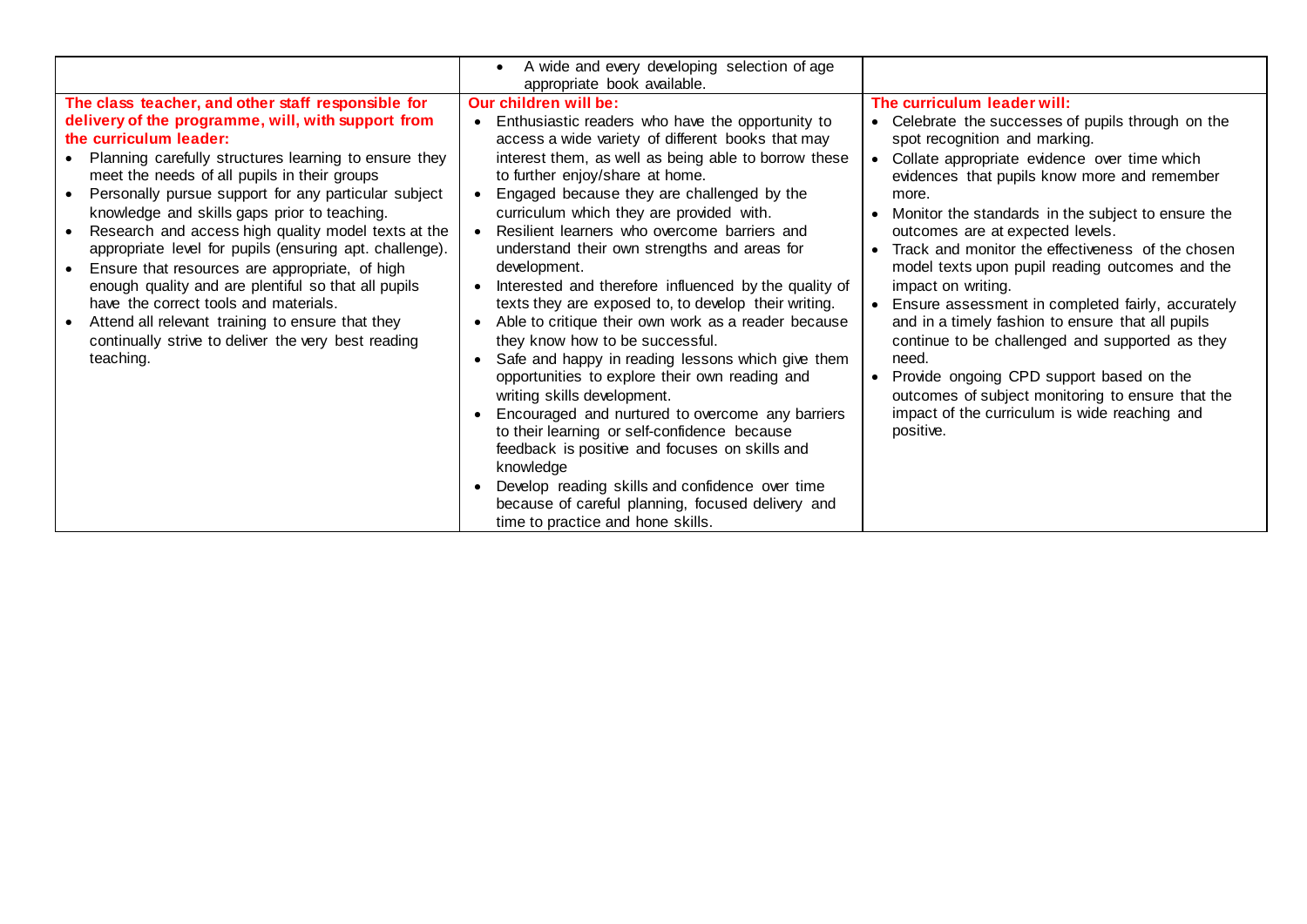| | | |
|---|---|---|
| | • A wide and every developing selection of age appropriate book available. | |
| **The class teacher, and other staff responsible for delivery of the programme, will, with support from the curriculum leader:**<br>• Planning carefully structures learning to ensure they meet the needs of all pupils in their groups<br>• Personally pursue support for any particular subject knowledge and skills gaps prior to teaching.<br>• Research and access high quality model texts at the appropriate level for pupils (ensuring apt. challenge).<br>• Ensure that resources are appropriate, of high enough quality and are plentiful so that all pupils have the correct tools and materials.<br>• Attend all relevant training to ensure that they continually strive to deliver the very best reading teaching. | **Our children will be:**<br>• Enthusiastic readers who have the opportunity to access a wide variety of different books that may interest them, as well as being able to borrow these to further enjoy/share at home.<br>• Engaged because they are challenged by the curriculum which they are provided with.<br>• Resilient learners who overcome barriers and understand their own strengths and areas for development.<br>• Interested and therefore influenced by the quality of texts they are exposed to, to develop their writing.<br>• Able to critique their own work as a reader because they know how to be successful.<br>• Safe and happy in reading lessons which give them opportunities to explore their own reading and writing skills development.<br>• Encouraged and nurtured to overcome any barriers to their learning or self-confidence because feedback is positive and focuses on skills and knowledge<br>• Develop reading skills and confidence over time because of careful planning, focused delivery and time to practice and hone skills. | **The curriculum leader will:**<br>• Celebrate the successes of pupils through on the spot recognition and marking.<br>• Collate appropriate evidence over time which evidences that pupils know more and remember more.<br>• Monitor the standards in the subject to ensure the outcomes are at expected levels.<br>• Track and monitor the effectiveness of the chosen model texts upon pupil reading outcomes and the impact on writing.<br>• Ensure assessment in completed fairly, accurately and in a timely fashion to ensure that all pupils continue to be challenged and supported as they need.<br>• Provide ongoing CPD support based on the outcomes of subject monitoring to ensure that the impact of the curriculum is wide reaching and positive. |